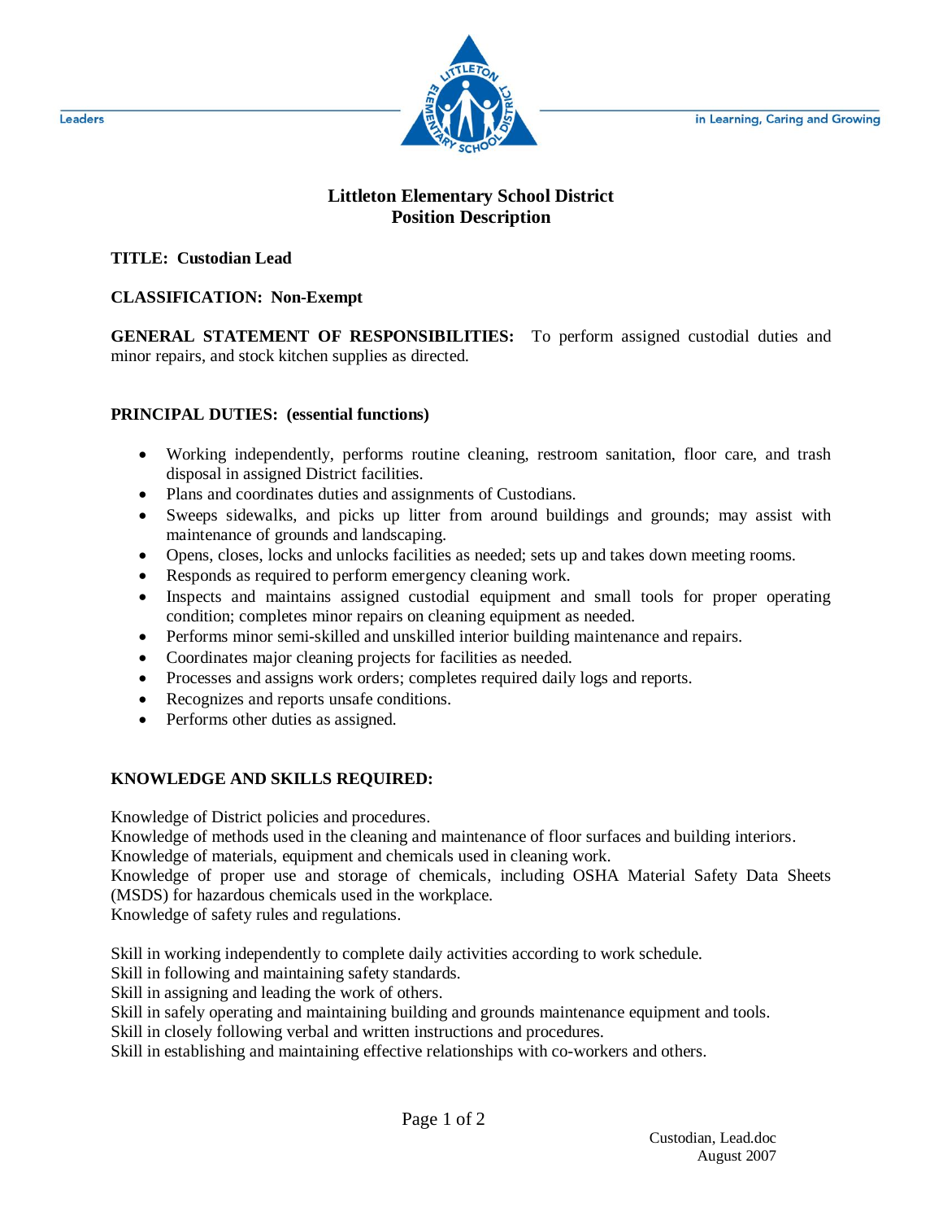Leaders in Learning, Caring and Growing

# Littleton Elementary School District
## Position Description

**TITLE: Custodian Lead**

**CLASSIFICATION: Non-Exempt**

**GENERAL STATEMENT OF RESPONSIBILITIES:** To perform assigned custodial duties and minor repairs, and stock kitchen supplies as directed.

**PRINCIPAL DUTIES: (essential functions)**

- Working independently, performs routine cleaning, restroom sanitation, floor care, and trash disposal in assigned District facilities.
- Plans and coordinates duties and assignments of Custodians.
- Sweeps sidewalks, and picks up litter from around buildings and grounds; may assist with maintenance of grounds and landscaping.
- Opens, closes, locks and unlocks facilities as needed; sets up and takes down meeting rooms.
- Responds as required to perform emergency cleaning work.
- Inspects and maintains assigned custodial equipment and small tools for proper operating condition; completes minor repairs on cleaning equipment as needed.
- Performs minor semi-skilled and unskilled interior building maintenance and repairs.
- Coordinates major cleaning projects for facilities as needed.
- Processes and assigns work orders; completes required daily logs and reports.
- Recognizes and reports unsafe conditions.
- Performs other duties as assigned.

**KNOWLEDGE AND SKILLS REQUIRED:**

Knowledge of District policies and procedures.
Knowledge of methods used in the cleaning and maintenance of floor surfaces and building interiors.
Knowledge of materials, equipment and chemicals used in cleaning work.
Knowledge of proper use and storage of chemicals, including OSHA Material Safety Data Sheets (MSDS) for hazardous chemicals used in the workplace.
Knowledge of safety rules and regulations.

Skill in working independently to complete daily activities according to work schedule.
Skill in following and maintaining safety standards.
Skill in assigning and leading the work of others.
Skill in safely operating and maintaining building and grounds maintenance equipment and tools.
Skill in closely following verbal and written instructions and procedures.
Skill in establishing and maintaining effective relationships with co-workers and others.

Custodian, Lead.doc
August 2007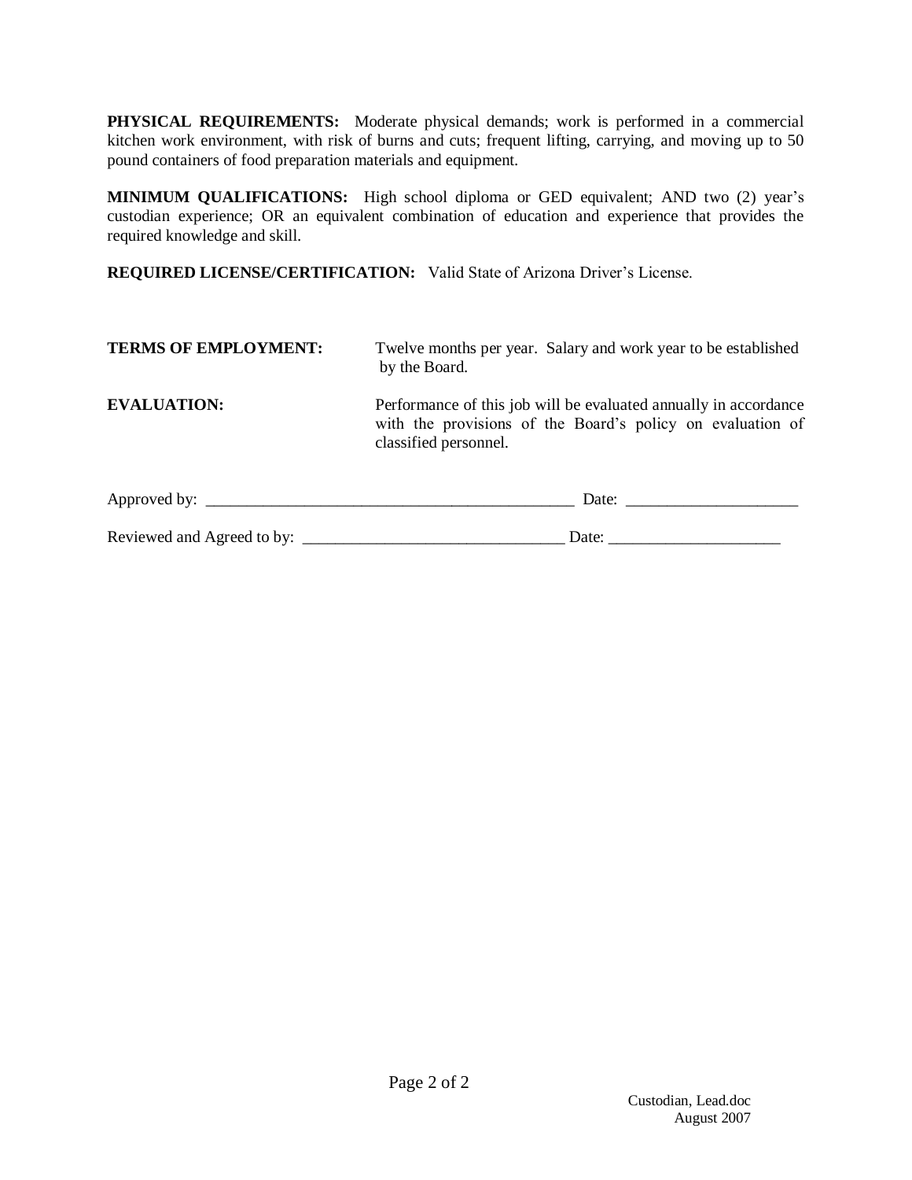**PHYSICAL REQUIREMENTS:** Moderate physical demands; work is performed in a commercial kitchen work environment, with risk of burns and cuts; frequent lifting, carrying, and moving up to 50 pound containers of food preparation materials and equipment.

**MINIMUM QUALIFICATIONS:** High school diploma or GED equivalent; AND two (2) year's custodian experience; OR an equivalent combination of education and experience that provides the required knowledge and skill.

**REQUIRED LICENSE/CERTIFICATION:** Valid State of Arizona Driver's License.

**TERMS OF EMPLOYMENT:** Twelve months per year. Salary and work year to be established by the Board.

**EVALUATION:** Performance of this job will be evaluated annually in accordance with the provisions of the Board's policy on evaluation of classified personnel.

Approved by: _______________________________________________ Date: _____________________

Reviewed and Agreed to by: ________________________________ Date: _____________________

Custodian, Lead.doc
August 2007